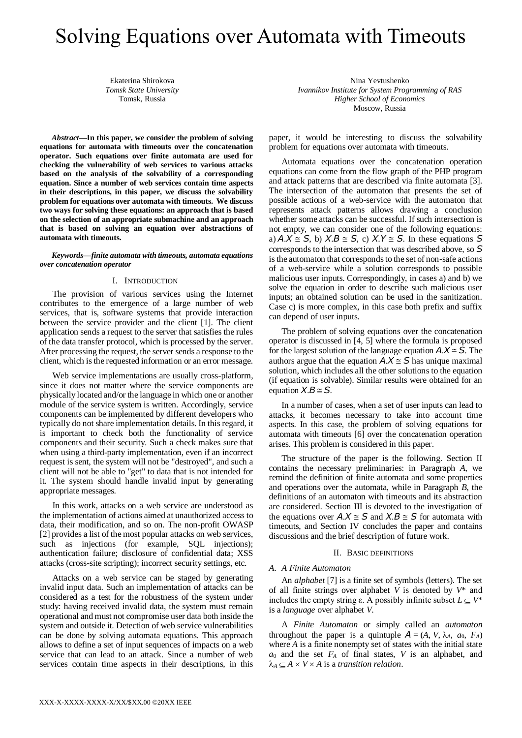# Solving Equations over Automata with Timeouts

Ekaterina Shirokova
*Tomsk State University*
Tomsk, Russia

Nina Yevtushenko
*Ivannikov Institute for System Programming of RAS*
*Higher School of Economics*
Moscow, Russia

***Abstract*—In this paper, we consider the problem of solving equations for automata with timeouts over the concatenation operator. Such equations over finite automata are used for checking the vulnerability of web services to various attacks based on the analysis of the solvability of a corresponding equation. Since a number of web services contain time aspects in their descriptions, in this paper, we discuss the solvability problem for equations over automata with timeouts. We discuss two ways for solving these equations: an approach that is based on the selection of an appropriate submachine and an approach that is based on solving an equation over abstractions of automata with timeouts.**

***Keywords*—*finite automata with timeouts, automata equations over concatenation operator***

## I. Introduction

The provision of various services using the Internet contributes to the emergence of a large number of web services, that is, software systems that provide interaction between the service provider and the client [1]. The client application sends a request to the server that satisfies the rules of the data transfer protocol, which is processed by the server. After processing the request, the server sends a response to the client, which is the requested information or an error message.

Web service implementations are usually cross-platform, since it does not matter where the service components are physically located and/or the language in which one or another module of the service system is written. Accordingly, service components can be implemented by different developers who typically do not share implementation details. In this regard, it is important to check both the functionality of service components and their security. Such a check makes sure that when using a third-party implementation, even if an incorrect request is sent, the system will not be "destroyed", and such a client will not be able to "get" to data that is not intended for it. The system should handle invalid input by generating appropriate messages.

In this work, attacks on a web service are understood as the implementation of actions aimed at unauthorized access to data, their modification, and so on. The non-profit OWASP [2] provides a list of the most popular attacks on web services, such as injections (for example, SQL injections); authentication failure; disclosure of confidential data; XSS attacks (cross-site scripting); incorrect security settings, etc.

Attacks on a web service can be staged by generating invalid input data. Such an implementation of attacks can be considered as a test for the robustness of the system under study: having received invalid data, the system must remain operational and must not compromise user data both inside the system and outside it. Detection of web service vulnerabilities can be done by solving automata equations. This approach allows to define a set of input sequences of impacts on a web service that can lead to an attack. Since a number of web services contain time aspects in their descriptions, in this paper, it would be interesting to discuss the solvability problem for equations over automata with timeouts.

Automata equations over the concatenation operation equations can come from the flow graph of the PHP program and attack patterns that are described via finite automata [3]. The intersection of the automaton that presents the set of possible actions of a web-service with the automaton that represents attack patterns allows drawing a conclusion whether some attacks can be successful. If such intersection is not empty, we can consider one of the following equations: a) $A.X \cong S$, b) $X.B \cong S$, c) $X.Y \cong S$. In these equations $S$ corresponds to the intersection that was described above, so $S$ is the automaton that corresponds to the set of non-safe actions of a web-service while a solution corresponds to possible malicious user inputs. Correspondingly, in cases a) and b) we solve the equation in order to describe such malicious user inputs; an obtained solution can be used in the sanitization. Case c) is more complex, in this case both prefix and suffix can depend of user inputs.

The problem of solving equations over the concatenation operator is discussed in [4, 5] where the formula is proposed for the largest solution of the language equation $A.X \cong S$. The authors argue that the equation $A.X \cong S$ has unique maximal solution, which includes all the other solutions to the equation (if equation is solvable). Similar results were obtained for an equation $X.B \cong S$.

In a number of cases, when a set of user inputs can lead to attacks, it becomes necessary to take into account time aspects. In this case, the problem of solving equations for automata with timeouts [6] over the concatenation operation arises. This problem is considered in this paper.

The structure of the paper is the following. Section II contains the necessary preliminaries: in Paragraph *A*, we remind the definition of finite automata and some properties and operations over the automata, while in Paragraph *B*, the definitions of an automaton with timeouts and its abstraction are considered. Section III is devoted to the investigation of the equations over $A.X \cong S$ and $X.B \cong S$ for automata with timeouts, and Section IV concludes the paper and contains discussions and the brief description of future work.

## II. Basic definitions

### *A. A Finite Automaton*

An *alphabet* [7] is a finite set of symbols (letters). The set of all finite strings over alphabet $V$ is denoted by $V^*$ and includes the empty string ε. A possibly infinite subset $L \subseteq V^*$ is a *language* over alphabet $V$.

A *Finite Automaton* or simply called an *automaton* throughout the paper is a quintuple $A = (A, V, \lambda_A, a_0, F_A)$ where $A$ is a finite nonempty set of states with the initial state $a_0$ and the set $F_A$ of final states, $V$ is an alphabet, and $\lambda_A \subseteq A \times V \times A$ is a *transition relation*.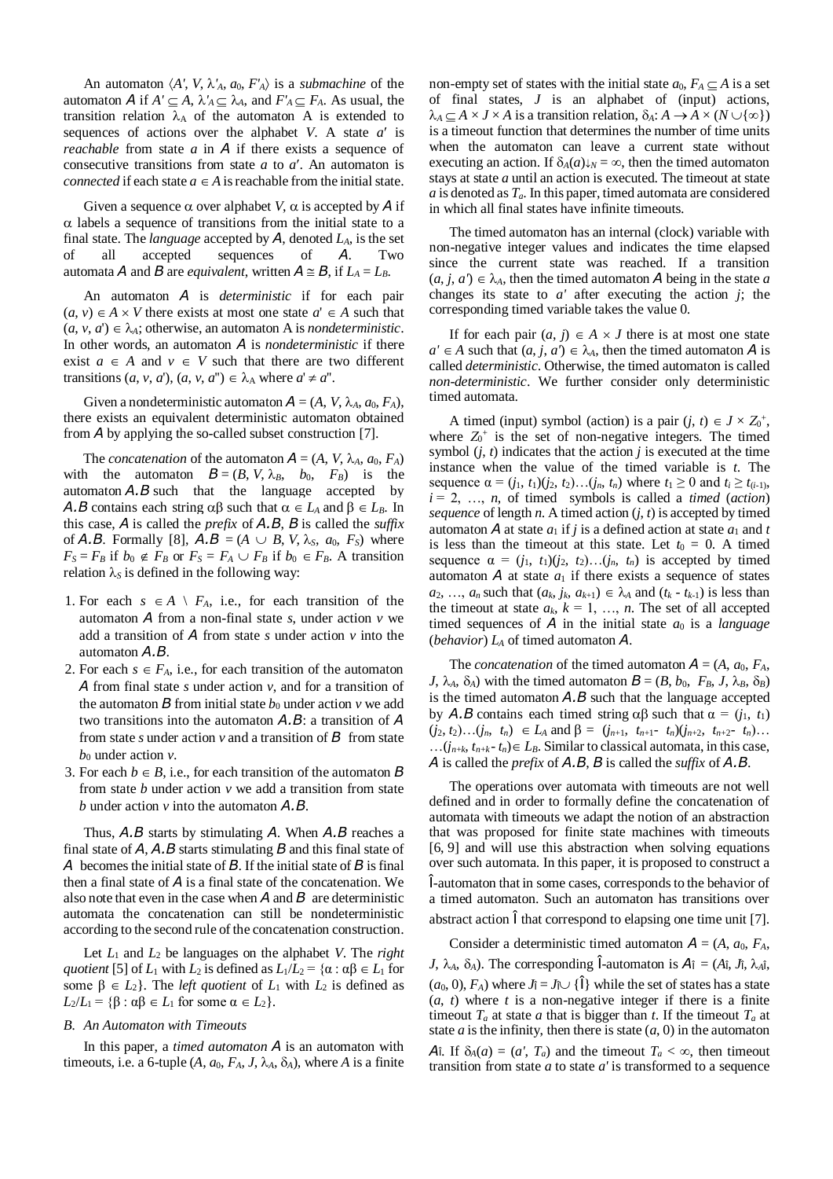An automaton $\langle A', V, \lambda'_A, a_0, F'_A\rangle$ is a *submachine* of the automaton $A$ if $A' \subseteq A$, $\lambda'_A \subseteq \lambda_A$, and $F'_A \subseteq F_A$. As usual, the transition relation $\lambda_A$ of the automaton A is extended to sequences of actions over the alphabet $V$. A state $a'$ is *reachable* from state $a$ in $A$ if there exists a sequence of consecutive transitions from state $a$ to $a'$. An automaton is *connected* if each state $a \in A$ is reachable from the initial state.

Given a sequence $\alpha$ over alphabet $V$, $\alpha$ is accepted by $A$ if $\alpha$ labels a sequence of transitions from the initial state to a final state. The *language* accepted by $A$, denoted $L_A$, is the set of all accepted sequences of $A$. Two automata $A$ and $B$ are *equivalent*, written $A \cong B$, if $L_A = L_B$.

An automaton $A$ is *deterministic* if for each pair $(a, v) \in A \times V$ there exists at most one state $a' \in A$ such that $(a, v, a') \in \lambda_A$; otherwise, an automaton A is *nondeterministic*. In other words, an automaton $A$ is *nondeterministic* if there exist $a \in A$ and $v \in V$ such that there are two different transitions $(a, v, a')$, $(a, v, a'') \in \lambda_A$ where $a' \neq a''$.

Given a nondeterministic automaton $A = (A, V, \lambda_A, a_0, F_A)$, there exists an equivalent deterministic automaton obtained from $A$ by applying the so-called subset construction [7].

The *concatenation* of the automaton $A = (A, V, \lambda_A, a_0, F_A)$ with the automaton $B = (B, V, \lambda_B, b_0, F_B)$ is the automaton $A.B$ such that the language accepted by $A.B$ contains each string $\alpha\beta$ such that $\alpha \in L_A$ and $\beta \in L_B$. In this case, $A$ is called the *prefix* of $A.B$, $B$ is called the *suffix* of $A.B$. Formally [8], $A.B = (A \cup B, V, \lambda_S, a_0, F_S)$ where $F_S = F_B$ if $b_0 \notin F_B$ or $F_S = F_A \cup F_B$ if $b_0 \in F_B$. A transition relation $\lambda_S$ is defined in the following way:

1. For each $s \in A \setminus F_A$, i.e., for each transition of the automaton $A$ from a non-final state $s$, under action $v$ we add a transition of $A$ from state $s$ under action $v$ into the automaton $A.B$.
2. For each $s \in F_A$, i.e., for each transition of the automaton $A$ from final state $s$ under action $v$, and for a transition of the automaton $B$ from initial state $b_0$ under action $v$ we add two transitions into the automaton $A.B$: a transition of $A$ from state $s$ under action $v$ and a transition of $B$ from state $b_0$ under action $v$.
3. For each $b \in B$, i.e., for each transition of the automaton $B$ from state $b$ under action $v$ we add a transition from state $b$ under action $v$ into the automaton $A.B$.

Thus, $A.B$ starts by stimulating $A$. When $A.B$ reaches a final state of $A$, $A.B$ starts stimulating $B$ and this final state of $A$ becomes the initial state of $B$. If the initial state of $B$ is final then a final state of $A$ is a final state of the concatenation. We also note that even in the case when $A$ and $B$ are deterministic automata the concatenation can still be nondeterministic according to the second rule of the concatenation construction.

Let $L_1$ and $L_2$ be languages on the alphabet $V$. The *right quotient* [5] of $L_1$ with $L_2$ is defined as $L_1/L_2 = \{\alpha : \alpha\beta \in L_1$ for some $\beta \in L_2\}$. The *left quotient* of $L_1$ with $L_2$ is defined as $L_2/L_1 = \{\beta : \alpha\beta \in L_1$ for some $\alpha \in L_2\}$.

### B. An Automaton with Timeouts

In this paper, a *timed automaton* $A$ is an automaton with timeouts, i.e. a 6-tuple $(A, a_0, F_A, J, \lambda_A, \delta_A)$, where $A$ is a finite non-empty set of states with the initial state $a_0$, $F_A \subseteq A$ is a set of final states, $J$ is an alphabet of (input) actions, $\lambda_A \subseteq A \times J \times A$ is a transition relation, $\delta_A: A \rightarrow A \times (N \cup \{\infty\})$ is a timeout function that determines the number of time units when the automaton can leave a current state without executing an action. If $\delta_A(a)\downarrow_N = \infty$, then the timed automaton stays at state $a$ until an action is executed. The timeout at state $a$ is denoted as $T_a$. In this paper, timed automata are considered in which all final states have infinite timeouts.

The timed automaton has an internal (clock) variable with non-negative integer values and indicates the time elapsed since the current state was reached. If a transition $(a, j, a') \in \lambda_A$, then the timed automaton $A$ being in the state $a$ changes its state to $a'$ after executing the action $j$; the corresponding timed variable takes the value 0.

If for each pair $(a, j) \in A \times J$ there is at most one state $a' \in A$ such that $(a, j, a') \in \lambda_A$, then the timed automaton $A$ is called *deterministic*. Otherwise, the timed automaton is called *non-deterministic*. We further consider only deterministic timed automata.

A timed (input) symbol (action) is a pair $(j, t) \in J \times Z_0^+$, where $Z_0^+$ is the set of non-negative integers. The timed symbol $(j, t)$ indicates that the action $j$ is executed at the time instance when the value of the timed variable is $t$. The sequence $\alpha = (j_1, t_1)(j_2, t_2)\ldots(j_n, t_n)$ where $t_1 \geq 0$ and $t_i \geq t_{(i-1)}$, $i = 2, \ldots, n$, of timed symbols is called a *timed* (*action*) *sequence* of length $n$. A timed action $(j, t)$ is accepted by timed automaton $A$ at state $a_1$ if $j$ is a defined action at state $a_1$ and $t$ is less than the timeout at this state. Let $t_0 = 0$. A timed sequence $\alpha = (j_1, t_1)(j_2, t_2)\ldots(j_n, t_n)$ is accepted by timed automaton $A$ at state $a_1$ if there exists a sequence of states $a_2, \ldots, a_n$ such that $(a_k, j_k, a_{k+1}) \in \lambda_A$ and $(t_k - t_{k-1})$ is less than the timeout at state $a_k$, $k = 1, \ldots, n$. The set of all accepted timed sequences of $A$ in the initial state $a_0$ is a *language* (*behavior*) $L_A$ of timed automaton $A$.

The *concatenation* of the timed automaton $A = (A, a_0, F_A, J, \lambda_A, \delta_A)$ with the timed automaton $B = (B, b_0, F_B, J, \lambda_B, \delta_B)$ is the timed automaton $A.B$ such that the language accepted by $A.B$ contains each timed string $\alpha\beta$ such that $\alpha = (j_1, t_1)(j_2, t_2)\ldots(j_n, t_n) \in L_A$ and $\beta = (j_{n+1}, t_{n+1} - t_n)(j_{n+2}, t_{n+2} - t_n)\ldots(j_{n+k}, t_{n+k} - t_n) \in L_B$. Similar to classical automata, in this case, $A$ is called the *prefix* of $A.B$, $B$ is called the *suffix* of $A.B$.

The operations over automata with timeouts are not well defined and in order to formally define the concatenation of automata with timeouts we adapt the notion of an abstraction that was proposed for finite state machines with timeouts [6, 9] and will use this abstraction when solving equations over such automata. In this paper, it is proposed to construct a Î-automaton that in some cases, corresponds to the behavior of a timed automaton. Such an automaton has transitions over abstract action Î that correspond to elapsing one time unit [7].

Consider a deterministic timed automaton $A = (A, a_0, F_A, J, \lambda_A, \delta_A)$. The corresponding Î-automaton is $A_{Î} = (A_{Î}, J_{Î}, \lambda_{AÎ}, (a_0, 0), F_A)$ where $J_{Î} = J_{Î} \cup \{Î\}$ while the set of states has a state $(a, t)$ where $t$ is a non-negative integer if there is a finite timeout $T_a$ at state $a$ that is bigger than $t$. If the timeout $T_a$ at state $a$ is the infinity, then there is state $(a, 0)$ in the automaton $A_{Î}$. If $\delta_A(a) = (a', T_a)$ and the timeout $T_a < \infty$, then timeout transition from state $a$ to state $a'$ is transformed to a sequence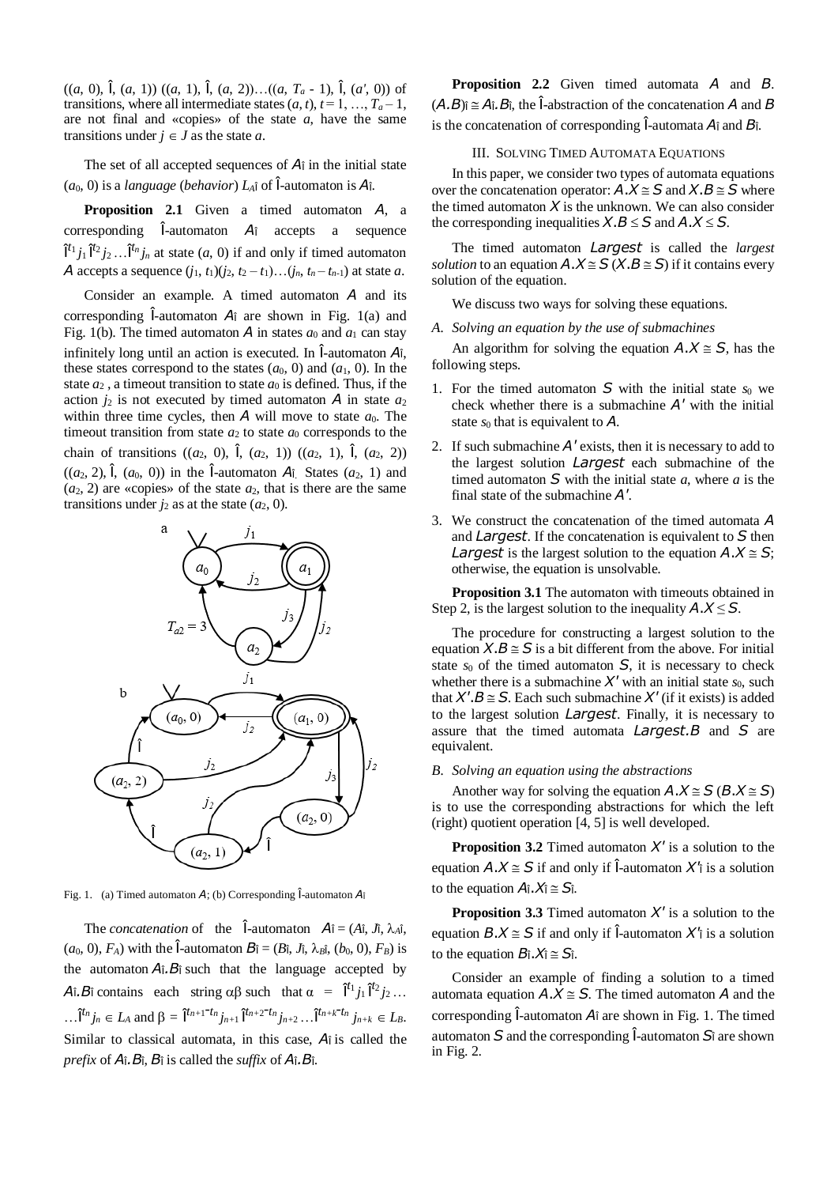$((a, 0), \text{Î}, (a, 1))$ $((a, 1), \text{Î}, (a, 2))\ldots((a, T_a - 1), \text{Î}, (a', 0))$ of transitions, where all intermediate states $(a, t)$, $t = 1, \ldots, T_a - 1$, are not final and «copies» of the state $a$, have the same transitions under $j \in J$ as the state $a$.

The set of all accepted sequences of $A_{\text{Î}}$ in the initial state $(a_0, 0)$ is a *language* (*behavior*) $L_{A\text{Î}}$ of Î-automaton is $A_{\text{Î}}$.

**Proposition 2.1** Given a timed automaton $A$, a corresponding Î-automaton $A_{\text{Î}}$ accepts a sequence $\text{Î}^{t_1} j_1 \text{Î}^{t_2} j_2 \ldots \text{Î}^{t_n} j_n$ at state $(a, 0)$ if and only if timed automaton $A$ accepts a sequence $(j_1, t_1)(j_2, t_2 - t_1)\ldots(j_n, t_n - t_{n-1})$ at state $a$.

Consider an example. A timed automaton $A$ and its corresponding Î-automaton $A_{\text{Î}}$ are shown in Fig. 1(a) and Fig. 1(b). The timed automaton $A$ in states $a_0$ and $a_1$ can stay infinitely long until an action is executed. In Î-automaton $A_{\text{Î}}$, these states correspond to the states $(a_0, 0)$ and $(a_1, 0)$. In the state $a_2$, a timeout transition to state $a_0$ is defined. Thus, if the action $j_2$ is not executed by timed automaton $A$ in state $a_2$ within three time cycles, then $A$ will move to state $a_0$. The timeout transition from state $a_2$ to state $a_0$ corresponds to the chain of transitions $((a_2, 0), \text{Î}, (a_2, 1))$ $((a_2, 1), \text{Î}, (a_2, 2))$ $((a_2, 2), \text{Î}, (a_0, 0))$ in the Î-automaton $A_{\text{Î}}$. States $(a_2, 1)$ and $(a_2, 2)$ are «copies» of the state $a_2$, that is there are the same transitions under $j_2$ as at the state $(a_2, 0)$.

Fig. 1. (a) Timed automaton $A$; (b) Corresponding Î-automaton $A_{\text{Î}}$

The *concatenation* of the Î-automaton $A_{\text{Î}} = (A_{\text{Î}}, J_{\text{Î}}, \lambda_{A\text{Î}}, (a_0, 0), F_A)$ with the Î-automaton $B_{\text{Î}} = (B_{\text{Î}}, J_{\text{Î}}, \lambda_{B\text{Î}}, (b_0, 0), F_B)$ is the automaton $A_{\text{Î}}.B_{\text{Î}}$ such that the language accepted by $A_{\text{Î}}.B_{\text{Î}}$ contains each string $\alpha\beta$ such that $\alpha = \text{Î}^{t_1} j_1 \text{Î}^{t_2} j_2 \ldots \ldots \text{Î}^{t_n} j_n \in L_A$ and $\beta = \text{Î}^{t_{n+1}-t_n} j_{n+1} \text{Î}^{t_{n+2}-t_n} j_{n+2} \ldots \text{Î}^{t_{n+k}-t_n} j_{n+k} \in L_B$. Similar to classical automata, in this case, $A_{\text{Î}}$ is called the *prefix* of $A_{\text{Î}}.B_{\text{Î}}$, $B_{\text{Î}}$ is called the *suffix* of $A_{\text{Î}}.B_{\text{Î}}$.

**Proposition 2.2** Given timed automata $A$ and $B$. $(A.B)_{\text{Î}} \cong A_{\text{Î}}.B_{\text{Î}}$, the Î-abstraction of the concatenation $A$ and $B$ is the concatenation of corresponding Î-automata $A_{\text{Î}}$ and $B_{\text{Î}}$.

## III. Solving Timed Automata Equations

In this paper, we consider two types of automata equations over the concatenation operator: $A.X \cong S$ and $X.B \cong S$ where the timed automaton $X$ is the unknown. We can also consider the corresponding inequalities $X.B \leq S$ and $A.X \leq S$.

The timed automaton *Largest* is called the *largest solution* to an equation $A.X \cong S$ ($X.B \cong S$) if it contains every solution of the equation.

We discuss two ways for solving these equations.

### A. Solving an equation by the use of submachines

An algorithm for solving the equation $A.X \cong S$, has the following steps.

1. For the timed automaton $S$ with the initial state $s_0$ we check whether there is a submachine $A'$ with the initial state $s_0$ that is equivalent to $A$.
2. If such submachine $A'$ exists, then it is necessary to add to the largest solution *Largest* each submachine of the timed automaton $S$ with the initial state $a$, where $a$ is the final state of the submachine $A'$.
3. We construct the concatenation of the timed automata $A$ and *Largest*. If the concatenation is equivalent to $S$ then *Largest* is the largest solution to the equation $A.X \cong S$; otherwise, the equation is unsolvable.

**Proposition 3.1** The automaton with timeouts obtained in Step 2, is the largest solution to the inequality $A.X \leq S$.

The procedure for constructing a largest solution to the equation $X.B \cong S$ is a bit different from the above. For initial state $s_0$ of the timed automaton $S$, it is necessary to check whether there is a submachine $X'$ with an initial state $s_0$, such that $X'.B \cong S$. Each such submachine $X'$ (if it exists) is added to the largest solution *Largest*. Finally, it is necessary to assure that the timed automata *Largest*.$B$ and $S$ are equivalent.

### B. Solving an equation using the abstractions

Another way for solving the equation $A.X \cong S$ ($B.X \cong S$) is to use the corresponding abstractions for which the left (right) quotient operation [4, 5] is well developed.

**Proposition 3.2** Timed automaton $X'$ is a solution to the equation $A.X \cong S$ if and only if Î-automaton $X'_{\text{Î}}$ is a solution to the equation $A_{\text{Î}}.X_{\text{Î}} \cong S_{\text{Î}}$.

**Proposition 3.3** Timed automaton $X'$ is a solution to the equation $B.X \cong S$ if and only if Î-automaton $X'_{\text{Î}}$ is a solution to the equation $B_{\text{Î}}.X_{\text{Î}} \cong S_{\text{Î}}$.

Consider an example of finding a solution to a timed automata equation $A.X \cong S$. The timed automaton $A$ and the corresponding Î-automaton $A_{\text{Î}}$ are shown in Fig. 1. The timed automaton $S$ and the corresponding Î-automaton $S_{\text{Î}}$ are shown in Fig. 2.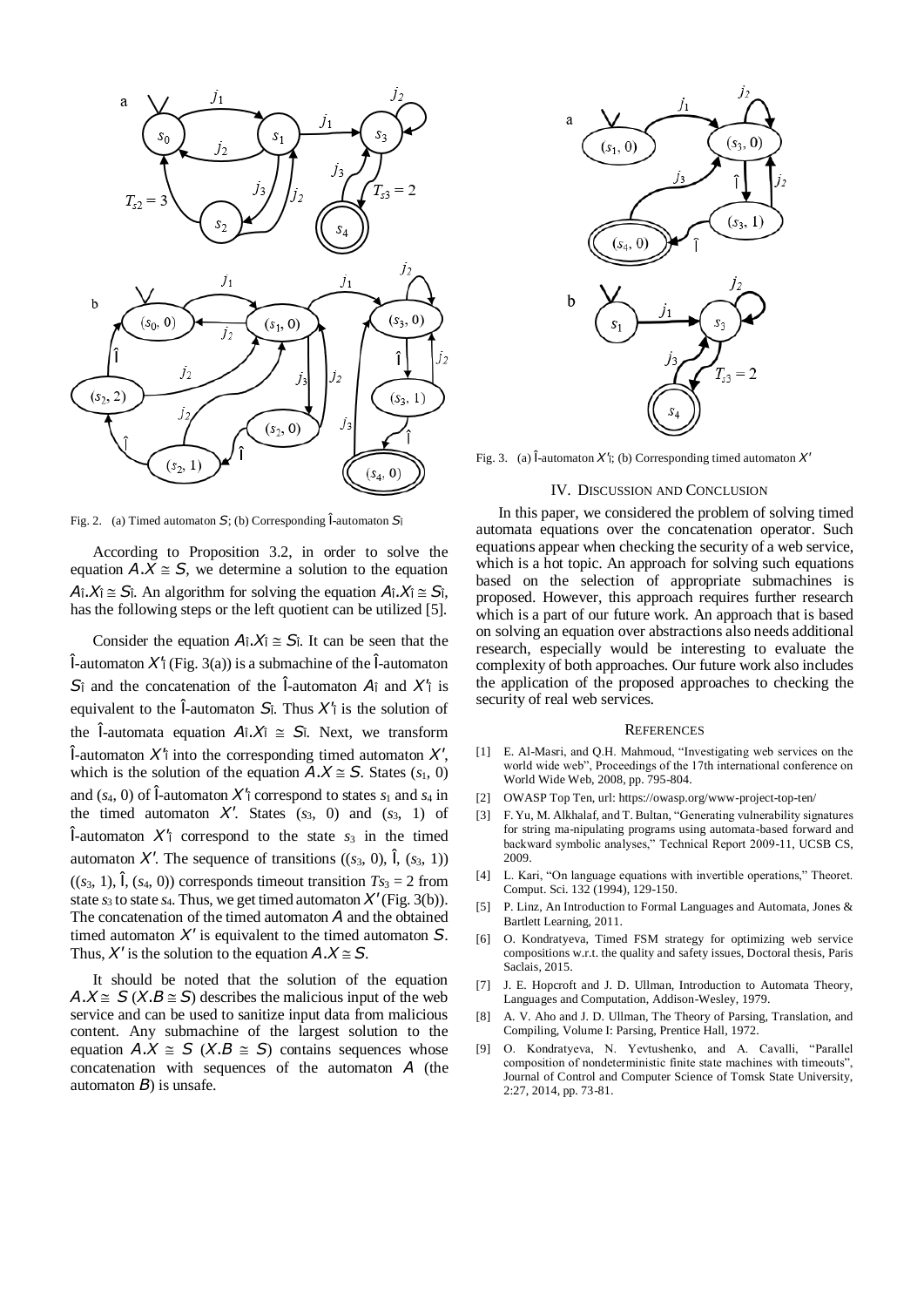Fig. 2. (a) Timed automaton $S$; (b) Corresponding Î-automaton $S_Î$

According to Proposition 3.2, in order to solve the equation $A.X \cong S$, we determine a solution to the equation $A_Î.X_Î \cong S_Î$. An algorithm for solving the equation $A_Î.X_Î \cong S_Î$, has the following steps or the left quotient can be utilized [5].

Consider the equation $A_Î.X_Î \cong S_Î$. It can be seen that the Î-automaton $X'_Î$ (Fig. 3(a)) is a submachine of the Î-automaton $S_Î$ and the concatenation of the Î-automaton $A_Î$ and $X'_Î$ is equivalent to the Î-automaton $S_Î$. Thus $X'_Î$ is the solution of the Î-automata equation $A_Î.X_Î \cong S_Î$. Next, we transform Î-automaton $X'_Î$ into the corresponding timed automaton $X'$, which is the solution of the equation $A.X \cong S$. States $(s_1, 0)$ and $(s_4, 0)$ of Î-automaton $X'_Î$ correspond to states $s_1$ and $s_4$ in the timed automaton $X'$. States $(s_3, 0)$ and $(s_3, 1)$ of Î-automaton $X'_Î$ correspond to the state $s_3$ in the timed automaton $X'$. The sequence of transitions $((s_3, 0)$, Î, $(s_3, 1))$ $((s_3, 1)$, Î, $(s_4, 0))$ corresponds timeout transition $Ts_3 = 2$ from state $s_3$ to state $s_4$. Thus, we get timed automaton $X'$ (Fig. 3(b)). The concatenation of the timed automaton $A$ and the obtained timed automaton $X'$ is equivalent to the timed automaton $S$. Thus, $X'$ is the solution to the equation $A.X \cong S$.

It should be noted that the solution of the equation $A.X \cong S$ $(X.B \cong S)$ describes the malicious input of the web service and can be used to sanitize input data from malicious content. Any submachine of the largest solution to the equation $A.X \cong S$ $(X.B \cong S)$ contains sequences whose concatenation with sequences of the automaton $A$ (the automaton $B$) is unsafe.

Fig. 3. (a) Î-automaton $X'_Î$; (b) Corresponding timed automaton $X'$

## IV. Discussion and Conclusion

In this paper, we considered the problem of solving timed automata equations over the concatenation operator. Such equations appear when checking the security of a web service, which is a hot topic. An approach for solving such equations based on the selection of appropriate submachines is proposed. However, this approach requires further research which is a part of our future work. An approach that is based on solving an equation over abstractions also needs additional research, especially would be interesting to evaluate the complexity of both approaches. Our future work also includes the application of the proposed approaches to checking the security of real web services.

## References

[1] E. Al-Masri, and Q.H. Mahmoud, "Investigating web services on the world wide web", Proceedings of the 17th international conference on World Wide Web, 2008, pp. 795-804.

[2] OWASP Top Ten, url: https://owasp.org/www-project-top-ten/

[3] F. Yu, M. Alkhalaf, and T. Bultan, "Generating vulnerability signatures for string ma-nipulating programs using automata-based forward and backward symbolic analyses," Technical Report 2009-11, UCSB CS, 2009.

[4] L. Kari, "On language equations with invertible operations," Theoret. Comput. Sci. 132 (1994), 129-150.

[5] P. Linz, An Introduction to Formal Languages and Automata, Jones & Bartlett Learning, 2011.

[6] O. Kondratyeva, Timed FSM strategy for optimizing web service compositions w.r.t. the quality and safety issues, Doctoral thesis, Paris Saclais, 2015.

[7] J. E. Hopcroft and J. D. Ullman, Introduction to Automata Theory, Languages and Computation, Addison-Wesley, 1979.

[8] A. V. Aho and J. D. Ullman, The Theory of Parsing, Translation, and Compiling, Volume I: Parsing, Prentice Hall, 1972.

[9] O. Kondratyeva, N. Yevtushenko, and A. Cavalli, "Parallel composition of nondeterministic finite state machines with timeouts", Journal of Control and Computer Science of Tomsk State University, 2:27, 2014, pp. 73-81.